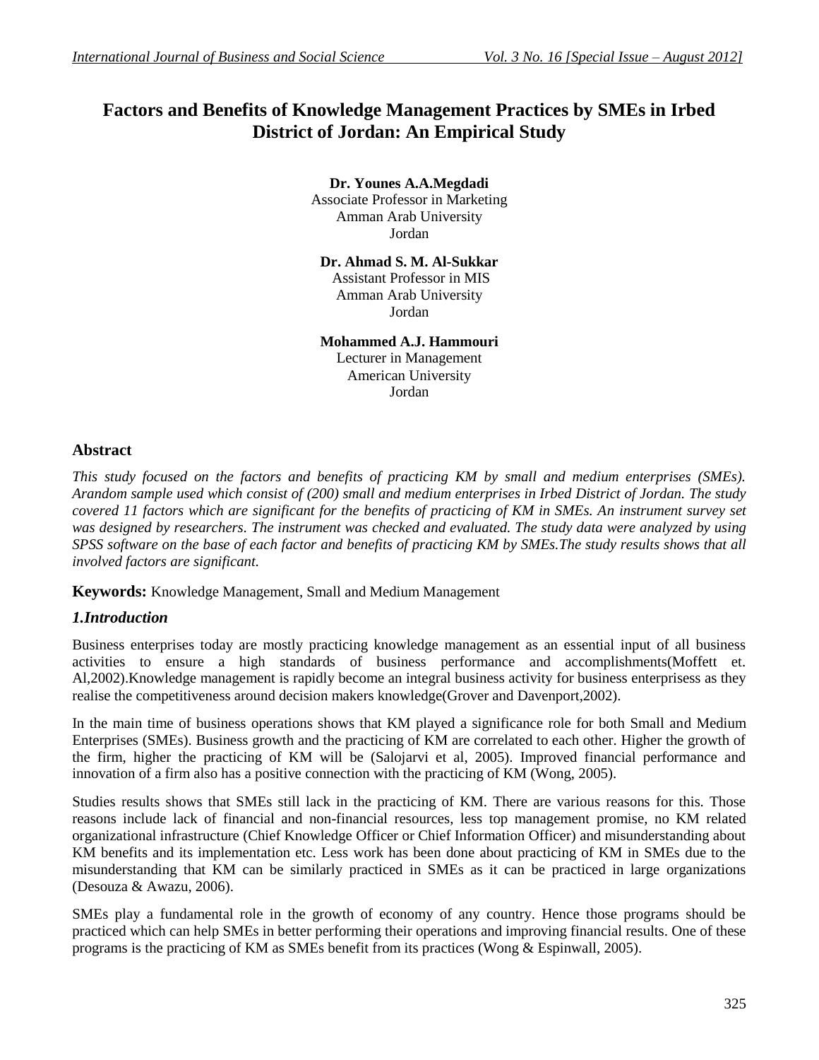# Factors and Benefits of Knowledge Management Practices by SMEs in Irbed District of Jordan: An Empirical Study

**Dr. Younes A.A.Megdadi**
Associate Professor in Marketing
Amman Arab University
Jordan

**Dr. Ahmad S. M. Al-Sukkar**
Assistant Professor in MIS
Amman Arab University
Jordan

**Mohammed A.J. Hammouri**
Lecturer in Management
American University
Jordan

## Abstract

*This study focused on the factors and benefits of practicing KM by small and medium enterprises (SMEs). Arandom sample used which consist of (200) small and medium enterprises in Irbed District of Jordan. The study covered 11 factors which are significant for the benefits of practicing of KM in SMEs. An instrument survey set was designed by researchers. The instrument was checked and evaluated. The study data were analyzed by using SPSS software on the base of each factor and benefits of practicing KM by SMEs.The study results shows that all involved factors are significant.*

**Keywords:** Knowledge Management, Small and Medium Management

## *1.Introduction*

Business enterprises today are mostly practicing knowledge management as an essential input of all business activities to ensure a high standards of business performance and accomplishments(Moffett et. Al,2002).Knowledge management is rapidly become an integral business activity for business enterprisess as they realise the competitiveness around decision makers knowledge(Grover and Davenport,2002).

In the main time of business operations shows that KM played a significance role for both Small and Medium Enterprises (SMEs). Business growth and the practicing of KM are correlated to each other. Higher the growth of the firm, higher the practicing of KM will be (Salojarvi et al, 2005). Improved financial performance and innovation of a firm also has a positive connection with the practicing of KM (Wong, 2005).

Studies results shows that SMEs still lack in the practicing of KM. There are various reasons for this. Those reasons include lack of financial and non-financial resources, less top management promise, no KM related organizational infrastructure (Chief Knowledge Officer or Chief Information Officer) and misunderstanding about KM benefits and its implementation etc. Less work has been done about practicing of KM in SMEs due to the misunderstanding that KM can be similarly practiced in SMEs as it can be practiced in large organizations (Desouza & Awazu, 2006).

SMEs play a fundamental role in the growth of economy of any country. Hence those programs should be practiced which can help SMEs in better performing their operations and improving financial results. One of these programs is the practicing of KM as SMEs benefit from its practices (Wong & Espinwall, 2005).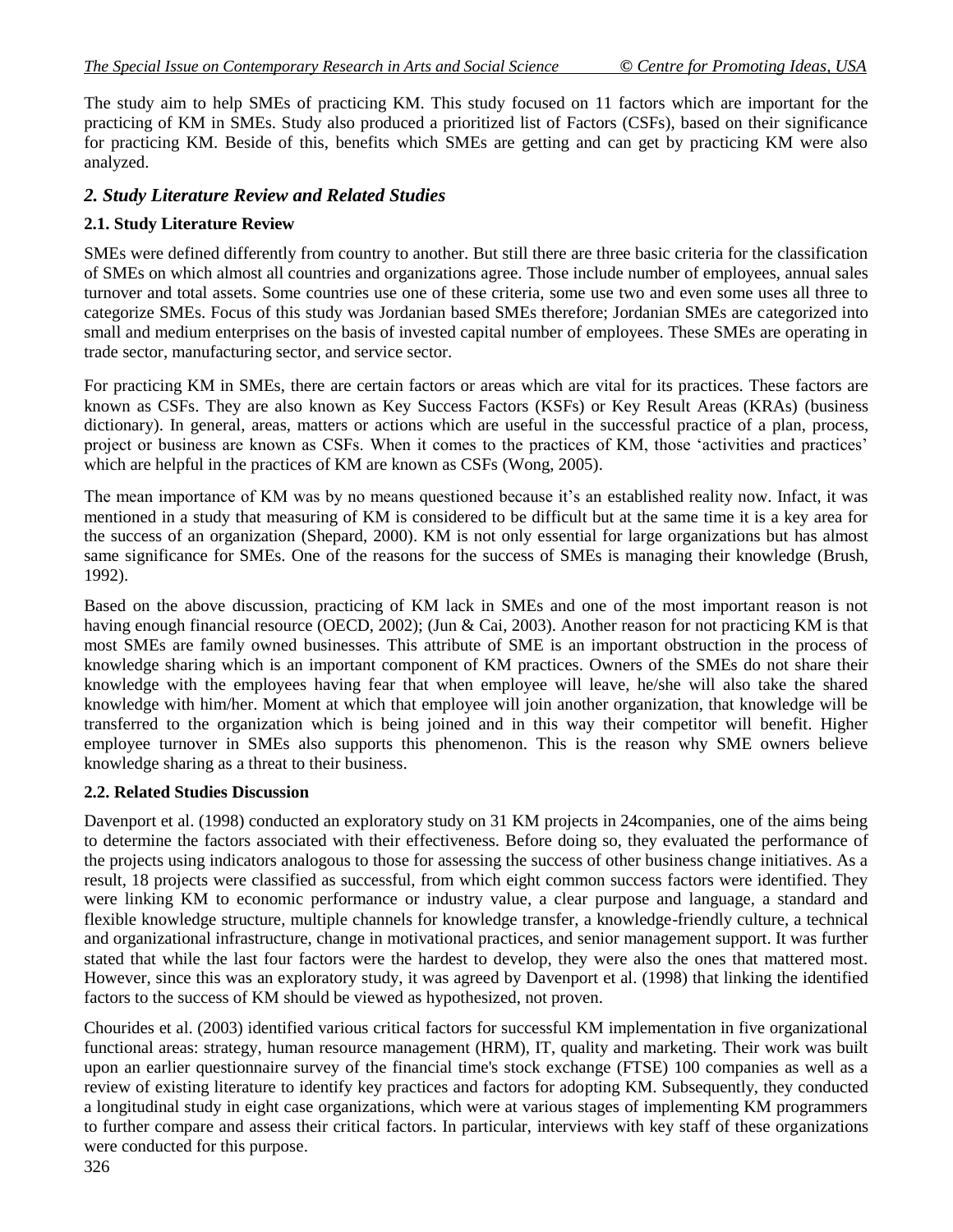The study aim to help SMEs of practicing KM. This study focused on 11 factors which are important for the practicing of KM in SMEs. Study also produced a prioritized list of Factors (CSFs), based on their significance for practicing KM. Beside of this, benefits which SMEs are getting and can get by practicing KM were also analyzed.

## *2. Study Literature Review and Related Studies*

### 2.1. Study Literature Review

SMEs were defined differently from country to another. But still there are three basic criteria for the classification of SMEs on which almost all countries and organizations agree. Those include number of employees, annual sales turnover and total assets. Some countries use one of these criteria, some use two and even some uses all three to categorize SMEs. Focus of this study was Jordanian based SMEs therefore; Jordanian SMEs are categorized into small and medium enterprises on the basis of invested capital number of employees. These SMEs are operating in trade sector, manufacturing sector, and service sector.

For practicing KM in SMEs, there are certain factors or areas which are vital for its practices. These factors are known as CSFs. They are also known as Key Success Factors (KSFs) or Key Result Areas (KRAs) (business dictionary). In general, areas, matters or actions which are useful in the successful practice of a plan, process, project or business are known as CSFs. When it comes to the practices of KM, those 'activities and practices' which are helpful in the practices of KM are known as CSFs (Wong, 2005).

The mean importance of KM was by no means questioned because it's an established reality now. Infact, it was mentioned in a study that measuring of KM is considered to be difficult but at the same time it is a key area for the success of an organization (Shepard, 2000). KM is not only essential for large organizations but has almost same significance for SMEs. One of the reasons for the success of SMEs is managing their knowledge (Brush, 1992).

Based on the above discussion, practicing of KM lack in SMEs and one of the most important reason is not having enough financial resource (OECD, 2002); (Jun & Cai, 2003). Another reason for not practicing KM is that most SMEs are family owned businesses. This attribute of SME is an important obstruction in the process of knowledge sharing which is an important component of KM practices. Owners of the SMEs do not share their knowledge with the employees having fear that when employee will leave, he/she will also take the shared knowledge with him/her. Moment at which that employee will join another organization, that knowledge will be transferred to the organization which is being joined and in this way their competitor will benefit. Higher employee turnover in SMEs also supports this phenomenon. This is the reason why SME owners believe knowledge sharing as a threat to their business.

### 2.2. Related Studies Discussion

Davenport et al. (1998) conducted an exploratory study on 31 KM projects in 24companies, one of the aims being to determine the factors associated with their effectiveness. Before doing so, they evaluated the performance of the projects using indicators analogous to those for assessing the success of other business change initiatives. As a result, 18 projects were classified as successful, from which eight common success factors were identified. They were linking KM to economic performance or industry value, a clear purpose and language, a standard and flexible knowledge structure, multiple channels for knowledge transfer, a knowledge-friendly culture, a technical and organizational infrastructure, change in motivational practices, and senior management support. It was further stated that while the last four factors were the hardest to develop, they were also the ones that mattered most. However, since this was an exploratory study, it was agreed by Davenport et al. (1998) that linking the identified factors to the success of KM should be viewed as hypothesized, not proven.

Chourides et al. (2003) identified various critical factors for successful KM implementation in five organizational functional areas: strategy, human resource management (HRM), IT, quality and marketing. Their work was built upon an earlier questionnaire survey of the financial time's stock exchange (FTSE) 100 companies as well as a review of existing literature to identify key practices and factors for adopting KM. Subsequently, they conducted a longitudinal study in eight case organizations, which were at various stages of implementing KM programmers to further compare and assess their critical factors. In particular, interviews with key staff of these organizations were conducted for this purpose.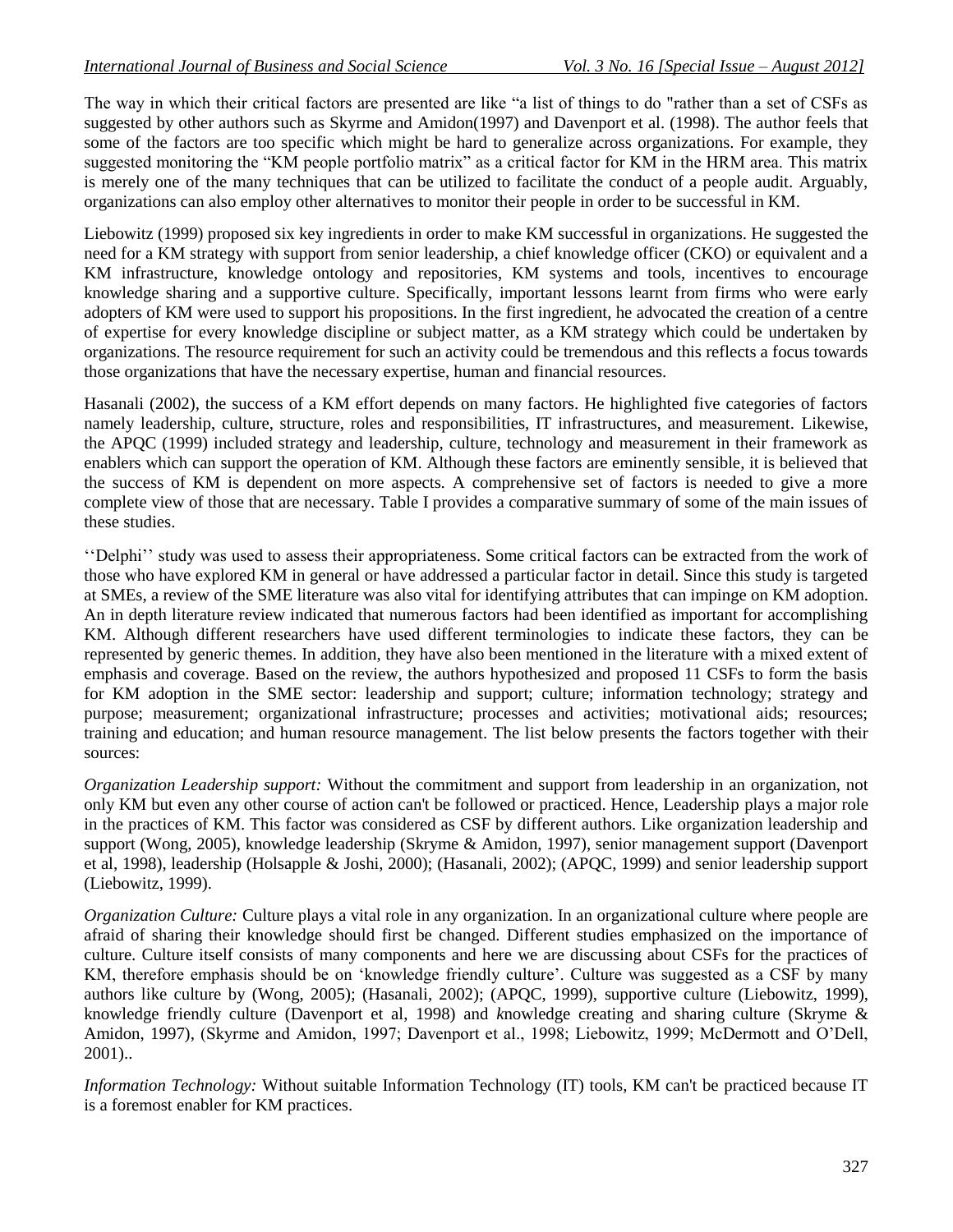The way in which their critical factors are presented are like "a list of things to do "rather than a set of CSFs as suggested by other authors such as Skyrme and Amidon(1997) and Davenport et al. (1998). The author feels that some of the factors are too specific which might be hard to generalize across organizations. For example, they suggested monitoring the "KM people portfolio matrix" as a critical factor for KM in the HRM area. This matrix is merely one of the many techniques that can be utilized to facilitate the conduct of a people audit. Arguably, organizations can also employ other alternatives to monitor their people in order to be successful in KM.

Liebowitz (1999) proposed six key ingredients in order to make KM successful in organizations. He suggested the need for a KM strategy with support from senior leadership, a chief knowledge officer (CKO) or equivalent and a KM infrastructure, knowledge ontology and repositories, KM systems and tools, incentives to encourage knowledge sharing and a supportive culture. Specifically, important lessons learnt from firms who were early adopters of KM were used to support his propositions. In the first ingredient, he advocated the creation of a centre of expertise for every knowledge discipline or subject matter, as a KM strategy which could be undertaken by organizations. The resource requirement for such an activity could be tremendous and this reflects a focus towards those organizations that have the necessary expertise, human and financial resources.

Hasanali (2002), the success of a KM effort depends on many factors. He highlighted five categories of factors namely leadership, culture, structure, roles and responsibilities, IT infrastructures, and measurement. Likewise, the APQC (1999) included strategy and leadership, culture, technology and measurement in their framework as enablers which can support the operation of KM. Although these factors are eminently sensible, it is believed that the success of KM is dependent on more aspects. A comprehensive set of factors is needed to give a more complete view of those that are necessary. Table I provides a comparative summary of some of the main issues of these studies.

''Delphi'' study was used to assess their appropriateness. Some critical factors can be extracted from the work of those who have explored KM in general or have addressed a particular factor in detail. Since this study is targeted at SMEs, a review of the SME literature was also vital for identifying attributes that can impinge on KM adoption. An in depth literature review indicated that numerous factors had been identified as important for accomplishing KM. Although different researchers have used different terminologies to indicate these factors, they can be represented by generic themes. In addition, they have also been mentioned in the literature with a mixed extent of emphasis and coverage. Based on the review, the authors hypothesized and proposed 11 CSFs to form the basis for KM adoption in the SME sector: leadership and support; culture; information technology; strategy and purpose; measurement; organizational infrastructure; processes and activities; motivational aids; resources; training and education; and human resource management. The list below presents the factors together with their sources:

*Organization Leadership support:* Without the commitment and support from leadership in an organization, not only KM but even any other course of action can't be followed or practiced. Hence, Leadership plays a major role in the practices of KM. This factor was considered as CSF by different authors. Like organization leadership and support (Wong, 2005), knowledge leadership (Skryme & Amidon, 1997), senior management support (Davenport et al, 1998), leadership (Holsapple & Joshi, 2000); (Hasanali, 2002); (APQC, 1999) and senior leadership support (Liebowitz, 1999).

*Organization Culture:* Culture plays a vital role in any organization. In an organizational culture where people are afraid of sharing their knowledge should first be changed. Different studies emphasized on the importance of culture. Culture itself consists of many components and here we are discussing about CSFs for the practices of KM, therefore emphasis should be on 'knowledge friendly culture'. Culture was suggested as a CSF by many authors like culture by (Wong, 2005); (Hasanali, 2002); (APQC, 1999), supportive culture (Liebowitz, 1999), knowledge friendly culture (Davenport et al, 1998) and *k*nowledge creating and sharing culture (Skryme & Amidon, 1997), (Skyrme and Amidon, 1997; Davenport et al., 1998; Liebowitz, 1999; McDermott and O'Dell, 2001)..

*Information Technology:* Without suitable Information Technology (IT) tools, KM can't be practiced because IT is a foremost enabler for KM practices.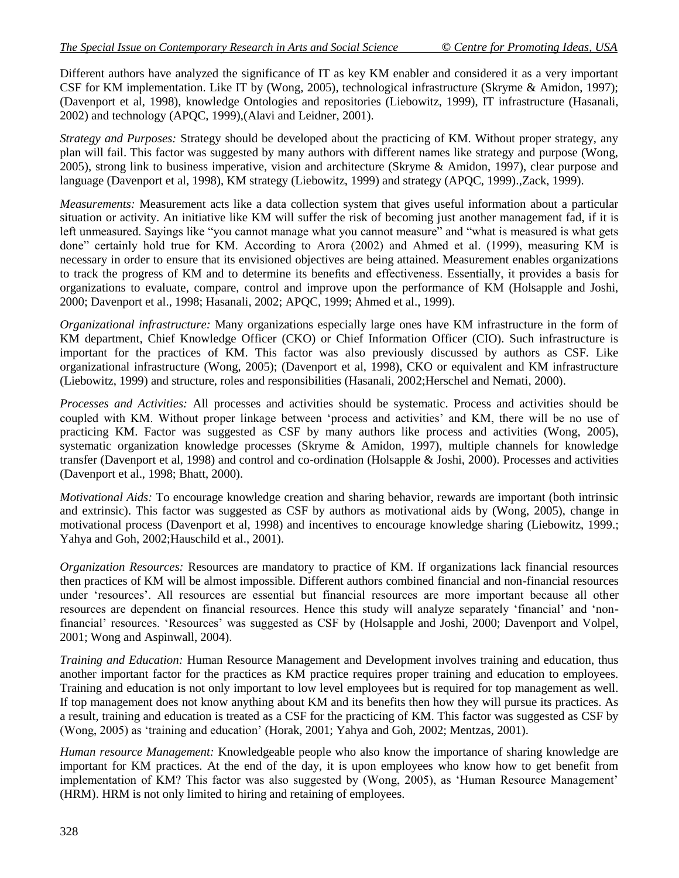Different authors have analyzed the significance of IT as key KM enabler and considered it as a very important CSF for KM implementation. Like IT by (Wong, 2005), technological infrastructure (Skryme & Amidon, 1997); (Davenport et al, 1998), knowledge Ontologies and repositories (Liebowitz, 1999), IT infrastructure (Hasanali, 2002) and technology (APQC, 1999),(Alavi and Leidner, 2001).

*Strategy and Purposes:* Strategy should be developed about the practicing of KM. Without proper strategy, any plan will fail. This factor was suggested by many authors with different names like strategy and purpose (Wong, 2005), strong link to business imperative, vision and architecture (Skryme & Amidon, 1997), clear purpose and language (Davenport et al, 1998), KM strategy (Liebowitz, 1999) and strategy (APQC, 1999).,Zack, 1999).

*Measurements:* Measurement acts like a data collection system that gives useful information about a particular situation or activity. An initiative like KM will suffer the risk of becoming just another management fad, if it is left unmeasured. Sayings like "you cannot manage what you cannot measure" and "what is measured is what gets done" certainly hold true for KM. According to Arora (2002) and Ahmed et al. (1999), measuring KM is necessary in order to ensure that its envisioned objectives are being attained. Measurement enables organizations to track the progress of KM and to determine its benefits and effectiveness. Essentially, it provides a basis for organizations to evaluate, compare, control and improve upon the performance of KM (Holsapple and Joshi, 2000; Davenport et al., 1998; Hasanali, 2002; APQC, 1999; Ahmed et al., 1999).

*Organizational infrastructure:* Many organizations especially large ones have KM infrastructure in the form of KM department, Chief Knowledge Officer (CKO) or Chief Information Officer (CIO). Such infrastructure is important for the practices of KM. This factor was also previously discussed by authors as CSF. Like organizational infrastructure (Wong, 2005); (Davenport et al, 1998), CKO or equivalent and KM infrastructure (Liebowitz, 1999) and structure, roles and responsibilities (Hasanali, 2002;Herschel and Nemati, 2000).

*Processes and Activities:* All processes and activities should be systematic. Process and activities should be coupled with KM. Without proper linkage between 'process and activities' and KM, there will be no use of practicing KM. Factor was suggested as CSF by many authors like process and activities (Wong, 2005), systematic organization knowledge processes (Skryme & Amidon, 1997), multiple channels for knowledge transfer (Davenport et al, 1998) and control and co-ordination (Holsapple & Joshi, 2000). Processes and activities (Davenport et al., 1998; Bhatt, 2000).

*Motivational Aids:* To encourage knowledge creation and sharing behavior, rewards are important (both intrinsic and extrinsic). This factor was suggested as CSF by authors as motivational aids by (Wong, 2005), change in motivational process (Davenport et al, 1998) and incentives to encourage knowledge sharing (Liebowitz, 1999.; Yahya and Goh, 2002;Hauschild et al., 2001).

*Organization Resources:* Resources are mandatory to practice of KM. If organizations lack financial resources then practices of KM will be almost impossible. Different authors combined financial and non-financial resources under 'resources'. All resources are essential but financial resources are more important because all other resources are dependent on financial resources. Hence this study will analyze separately 'financial' and 'non-financial' resources. 'Resources' was suggested as CSF by (Holsapple and Joshi, 2000; Davenport and Volpel, 2001; Wong and Aspinwall, 2004).

*Training and Education:* Human Resource Management and Development involves training and education, thus another important factor for the practices as KM practice requires proper training and education to employees. Training and education is not only important to low level employees but is required for top management as well. If top management does not know anything about KM and its benefits then how they will pursue its practices. As a result, training and education is treated as a CSF for the practicing of KM. This factor was suggested as CSF by (Wong, 2005) as 'training and education' (Horak, 2001; Yahya and Goh, 2002; Mentzas, 2001).

*Human resource Management:* Knowledgeable people who also know the importance of sharing knowledge are important for KM practices. At the end of the day, it is upon employees who know how to get benefit from implementation of KM? This factor was also suggested by (Wong, 2005), as 'Human Resource Management' (HRM). HRM is not only limited to hiring and retaining of employees.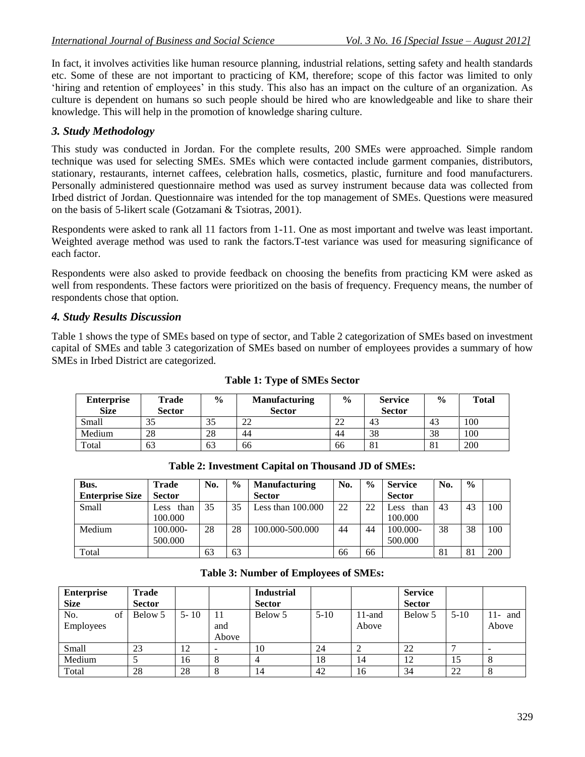In fact, it involves activities like human resource planning, industrial relations, setting safety and health standards etc. Some of these are not important to practicing of KM, therefore; scope of this factor was limited to only 'hiring and retention of employees' in this study. This also has an impact on the culture of an organization. As culture is dependent on humans so such people should be hired who are knowledgeable and like to share their knowledge. This will help in the promotion of knowledge sharing culture.

## *3. Study Methodology*

This study was conducted in Jordan. For the complete results, 200 SMEs were approached. Simple random technique was used for selecting SMEs. SMEs which were contacted include garment companies, distributors, stationary, restaurants, internet caffees, celebration halls, cosmetics, plastic, furniture and food manufacturers. Personally administered questionnaire method was used as survey instrument because data was collected from Irbed district of Jordan. Questionnaire was intended for the top management of SMEs. Questions were measured on the basis of 5-likert scale (Gotzamani & Tsiotras, 2001).

Respondents were asked to rank all 11 factors from 1-11. One as most important and twelve was least important. Weighted average method was used to rank the factors.T-test variance was used for measuring significance of each factor.

Respondents were also asked to provide feedback on choosing the benefits from practicing KM were asked as well from respondents. These factors were prioritized on the basis of frequency. Frequency means, the number of respondents chose that option.

## *4. Study Results Discussion*

Table 1 shows the type of SMEs based on type of sector, and Table 2 categorization of SMEs based on investment capital of SMEs and table 3 categorization of SMEs based on number of employees provides a summary of how SMEs in Irbed District are categorized.

**Table 1: Type of SMEs Sector**

| Enterprise Size | Trade Sector | % | Manufacturing Sector | % | Service Sector | % | Total |
|---|---|---|---|---|---|---|---|
| Small | 35 | 35 | 22 | 22 | 43 | 43 | 100 |
| Medium | 28 | 28 | 44 | 44 | 38 | 38 | 100 |
| Total | 63 | 63 | 66 | 66 | 81 | 81 | 200 |

**Table 2: Investment Capital on Thousand JD of SMEs:**

| Bus. Enterprise Size | Trade Sector | No. | % | Manufacturing Sector | No. | % | Service Sector | No. | % | |
|---|---|---|---|---|---|---|---|---|---|---|
| Small | Less than 100.000 | 35 | 35 | Less than 100.000 | 22 | 22 | Less than 100.000 | 43 | 43 | 100 |
| Medium | 100.000-500.000 | 28 | 28 | 100.000-500.000 | 44 | 44 | 100.000-500.000 | 38 | 38 | 100 |
| Total | | 63 | 63 | | 66 | 66 | | 81 | 81 | 200 |

**Table 3: Number of Employees of SMEs:**

| Enterprise Size | Trade Sector | | | Industrial Sector | | | Service Sector | | |
|---|---|---|---|---|---|---|---|---|---|
| No. of Employees | Below 5 | 5- 10 | 11 and Above | Below 5 | 5-10 | 11-and Above | Below 5 | 5-10 | 11- and Above |
| Small | 23 | 12 | - | 10 | 24 | 2 | 22 | 7 | - |
| Medium | 5 | 16 | 8 | 4 | 18 | 14 | 12 | 15 | 8 |
| Total | 28 | 28 | 8 | 14 | 42 | 16 | 34 | 22 | 8 |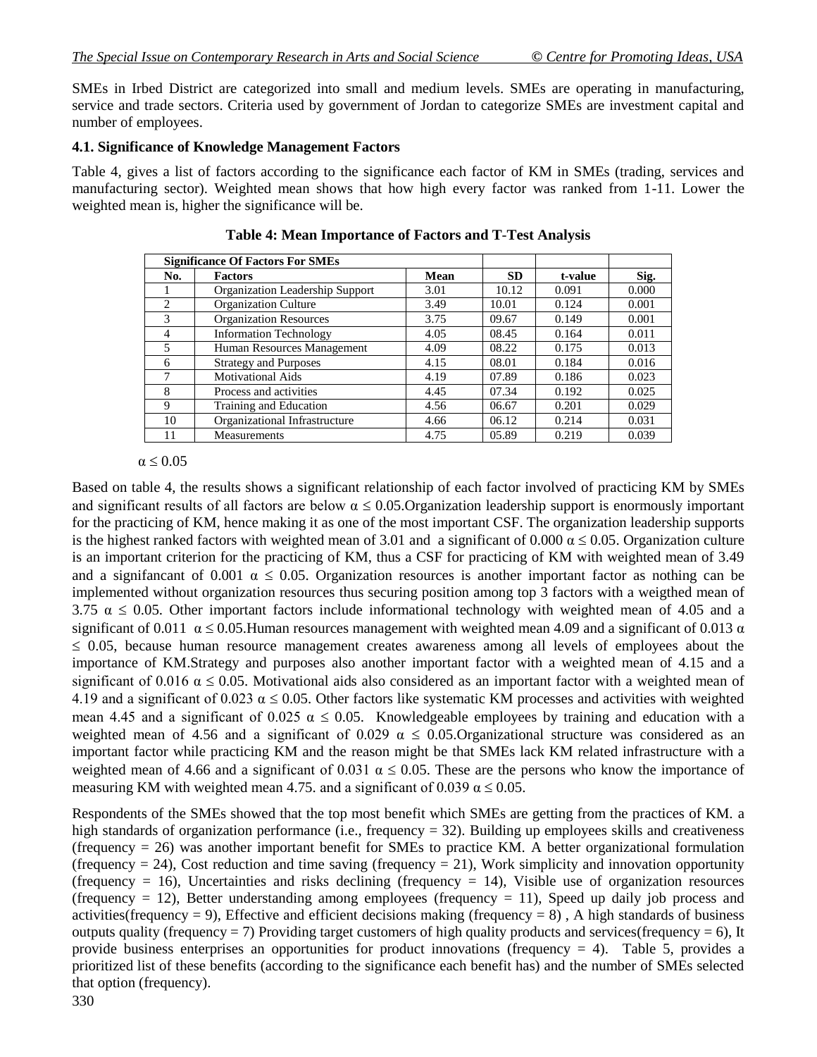SMEs in Irbed District are categorized into small and medium levels. SMEs are operating in manufacturing, service and trade sectors. Criteria used by government of Jordan to categorize SMEs are investment capital and number of employees.

### 4.1. Significance of Knowledge Management Factors

Table 4, gives a list of factors according to the significance each factor of KM in SMEs (trading, services and manufacturing sector). Weighted mean shows that how high every factor was ranked from 1-11. Lower the weighted mean is, higher the significance will be.

**Table 4: Mean Importance of Factors and T-Test Analysis**

| Significance Of Factors For SMEs | | | | | |
|---|---|---|---|---|---|
| **No.** | **Factors** | **Mean** | **SD** | **t-value** | **Sig.** |
| 1 | Organization Leadership Support | 3.01 | 10.12 | 0.091 | 0.000 |
| 2 | Organization Culture | 3.49 | 10.01 | 0.124 | 0.001 |
| 3 | Organization Resources | 3.75 | 09.67 | 0.149 | 0.001 |
| 4 | Information Technology | 4.05 | 08.45 | 0.164 | 0.011 |
| 5 | Human Resources Management | 4.09 | 08.22 | 0.175 | 0.013 |
| 6 | Strategy and Purposes | 4.15 | 08.01 | 0.184 | 0.016 |
| 7 | Motivational Aids | 4.19 | 07.89 | 0.186 | 0.023 |
| 8 | Process and activities | 4.45 | 07.34 | 0.192 | 0.025 |
| 9 | Training and Education | 4.56 | 06.67 | 0.201 | 0.029 |
| 10 | Organizational Infrastructure | 4.66 | 06.12 | 0.214 | 0.031 |
| 11 | Measurements | 4.75 | 05.89 | 0.219 | 0.039 |

$\alpha \leq 0.05$

Based on table 4, the results shows a significant relationship of each factor involved of practicing KM by SMEs and significant results of all factors are below $\alpha \leq 0.05$.Organization leadership support is enormously important for the practicing of KM, hence making it as one of the most important CSF. The organization leadership supports is the highest ranked factors with weighted mean of 3.01 and a significant of 0.000 $\alpha \leq 0.05$. Organization culture is an important criterion for the practicing of KM, thus a CSF for practicing of KM with weighted mean of 3.49 and a signifancant of 0.001 $\alpha \leq 0.05$. Organization resources is another important factor as nothing can be implemented without organization resources thus securing position among top 3 factors with a weigthed mean of 3.75 $\alpha \leq 0.05$. Other important factors include informational technology with weighted mean of 4.05 and a significant of 0.011 $\alpha \leq 0.05$.Human resources management with weighted mean 4.09 and a significant of 0.013 $\alpha \leq 0.05$, because human resource management creates awareness among all levels of employees about the importance of KM.Strategy and purposes also another important factor with a weighted mean of 4.15 and a significant of 0.016 $\alpha \leq 0.05$. Motivational aids also considered as an important factor with a weighted mean of 4.19 and a significant of 0.023 $\alpha \leq 0.05$. Other factors like systematic KM processes and activities with weighted mean 4.45 and a significant of 0.025 $\alpha \leq 0.05$. Knowledgeable employees by training and education with a weighted mean of 4.56 and a significant of 0.029 $\alpha \leq 0.05$.Organizational structure was considered as an important factor while practicing KM and the reason might be that SMEs lack KM related infrastructure with a weighted mean of 4.66 and a significant of 0.031 $\alpha \leq 0.05$. These are the persons who know the importance of measuring KM with weighted mean 4.75. and a significant of 0.039 $\alpha \leq 0.05$.

Respondents of the SMEs showed that the top most benefit which SMEs are getting from the practices of KM. a high standards of organization performance (i.e., frequency = 32). Building up employees skills and creativeness (frequency = 26) was another important benefit for SMEs to practice KM. A better organizational formulation (frequency = 24), Cost reduction and time saving (frequency = 21), Work simplicity and innovation opportunity (frequency = 16), Uncertainties and risks declining (frequency = 14), Visible use of organization resources (frequency = 12), Better understanding among employees (frequency = 11), Speed up daily job process and activities(frequency = 9), Effective and efficient decisions making (frequency = 8) , A high standards of business outputs quality (frequency = 7) Providing target customers of high quality products and services(frequency = 6), It provide business enterprises an opportunities for product innovations (frequency = 4). Table 5, provides a prioritized list of these benefits (according to the significance each benefit has) and the number of SMEs selected that option (frequency).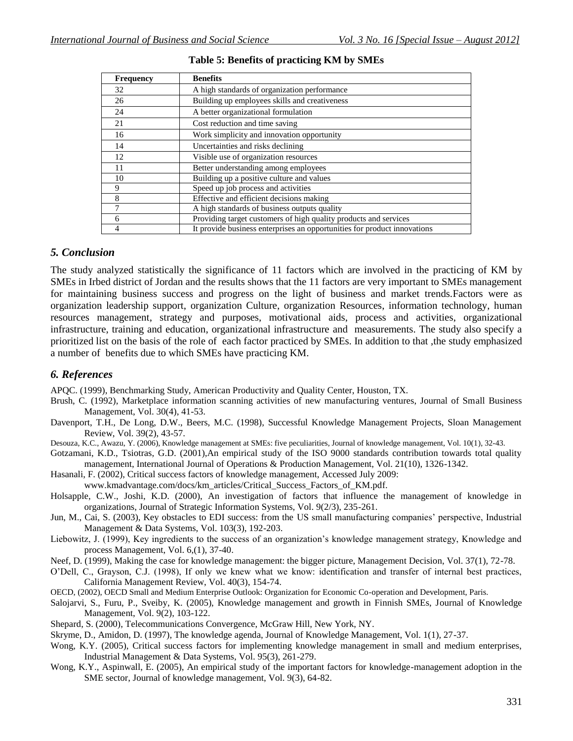**Table 5: Benefits of practicing KM by SMEs**

| Frequency | Benefits |
|---|---|
| 32 | A high standards of organization performance |
| 26 | Building up employees skills and creativeness |
| 24 | A better organizational formulation |
| 21 | Cost reduction and time saving |
| 16 | Work simplicity and innovation opportunity |
| 14 | Uncertainties and risks declining |
| 12 | Visible use of organization resources |
| 11 | Better understanding among employees |
| 10 | Building up a positive culture and values |
| 9 | Speed up job process and activities |
| 8 | Effective and efficient decisions making |
| 7 | A high standards of business outputs quality |
| 6 | Providing target customers of high quality products and services |
| 4 | It provide business enterprises an opportunities for product innovations |

## *5. Conclusion*

The study analyzed statistically the significance of 11 factors which are involved in the practicing of KM by SMEs in Irbed district of Jordan and the results shows that the 11 factors are very important to SMEs management for maintaining business success and progress on the light of business and market trends.Factors were as organization leadership support, organization Culture, organization Resources, information technology, human resources management, strategy and purposes, motivational aids, process and activities, organizational infrastructure, training and education, organizational infrastructure and measurements. The study also specify a prioritized list on the basis of the role of each factor practiced by SMEs. In addition to that ,the study emphasized a number of benefits due to which SMEs have practicing KM.

## *6. References*

APQC. (1999), Benchmarking Study, American Productivity and Quality Center, Houston, TX.

Brush, C. (1992), Marketplace information scanning activities of new manufacturing ventures, Journal of Small Business Management, Vol. 30(4), 41-53.

Davenport, T.H., De Long, D.W., Beers, M.C. (1998), Successful Knowledge Management Projects, Sloan Management Review, Vol. 39(2), 43-57.

Desouza, K.C., Awazu, Y. (2006), Knowledge management at SMEs: five peculiarities, Journal of knowledge management, Vol. 10(1), 32-43.

Gotzamani, K.D., Tsiotras, G.D. (2001),An empirical study of the ISO 9000 standards contribution towards total quality management, International Journal of Operations & Production Management, Vol. 21(10), 1326-1342.

Hasanali, F. (2002), Critical success factors of knowledge management, Accessed July 2009: www.kmadvantage.com/docs/km_articles/Critical_Success_Factors_of_KM.pdf.

Holsapple, C.W., Joshi, K.D. (2000), An investigation of factors that influence the management of knowledge in organizations, Journal of Strategic Information Systems, Vol. 9(2/3), 235-261.

Jun, M., Cai, S. (2003), Key obstacles to EDI success: from the US small manufacturing companies' perspective, Industrial Management & Data Systems, Vol. 103(3), 192-203.

Liebowitz, J. (1999), Key ingredients to the success of an organization's knowledge management strategy, Knowledge and process Management, Vol. 6,(1), 37-40.

Neef, D. (1999), Making the case for knowledge management: the bigger picture, Management Decision, Vol. 37(1), 72-78.

O'Dell, C., Grayson, C.J. (1998), If only we knew what we know: identification and transfer of internal best practices, California Management Review, Vol. 40(3), 154-74.

OECD, (2002), OECD Small and Medium Enterprise Outlook: Organization for Economic Co-operation and Development, Paris.

Salojarvi, S., Furu, P., Sveiby, K. (2005), Knowledge management and growth in Finnish SMEs, Journal of Knowledge Management, Vol. 9(2), 103-122.

Shepard, S. (2000), Telecommunications Convergence, McGraw Hill, New York, NY.

Skryme, D., Amidon, D. (1997), The knowledge agenda, Journal of Knowledge Management, Vol. 1(1), 27-37.

Wong, K.Y. (2005), Critical success factors for implementing knowledge management in small and medium enterprises, Industrial Management & Data Systems, Vol. 95(3), 261-279.

Wong, K.Y., Aspinwall, E. (2005), An empirical study of the important factors for knowledge-management adoption in the SME sector, Journal of knowledge management, Vol. 9(3), 64-82.